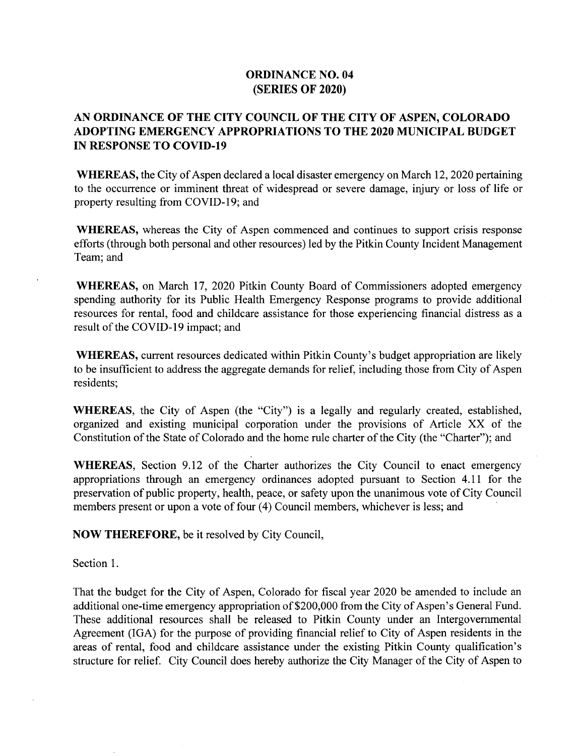# ORDINANCE NO. 04
# (SERIES OF 2020)

## AN ORDINANCE OF THE CITY COUNCIL OF THE CITY OF ASPEN, COLORADO ADOPTING EMERGENCY APPROPRIATIONS TO THE 2020 MUNICIPAL BUDGET IN RESPONSE TO COVID-19

**WHEREAS,** the City of Aspen declared a local disaster emergency on March 12, 2020 pertaining to the occurrence or imminent threat of widespread or severe damage, injury or loss of life or property resulting from COVID-19; and

**WHEREAS,** whereas the City of Aspen commenced and continues to support crisis response efforts (through both personal and other resources) led by the Pitkin County Incident Management Team; and

**WHEREAS,** on March 17, 2020 Pitkin County Board of Commissioners adopted emergency spending authority for its Public Health Emergency Response programs to provide additional resources for rental, food and childcare assistance for those experiencing financial distress as a result of the COVID-19 impact; and

**WHEREAS,** current resources dedicated within Pitkin County's budget appropriation are likely to be insufficient to address the aggregate demands for relief, including those from City of Aspen residents;

**WHEREAS,** the City of Aspen (the "City") is a legally and regularly created, established, organized and existing municipal corporation under the provisions of Article XX of the Constitution of the State of Colorado and the home rule charter of the City (the "Charter"); and

**WHEREAS,** Section 9.12 of the Charter authorizes the City Council to enact emergency appropriations through an emergency ordinances adopted pursuant to Section 4.11 for the preservation of public property, health, peace, or safety upon the unanimous vote of City Council members present or upon a vote of four (4) Council members, whichever is less; and

**NOW THEREFORE,** be it resolved by City Council,

Section 1.

That the budget for the City of Aspen, Colorado for fiscal year 2020 be amended to include an additional one-time emergency appropriation of $200,000 from the City of Aspen's General Fund. These additional resources shall be released to Pitkin County under an Intergovernmental Agreement (IGA) for the purpose of providing financial relief to City of Aspen residents in the areas of rental, food and childcare assistance under the existing Pitkin County qualification's structure for relief. City Council does hereby authorize the City Manager of the City of Aspen to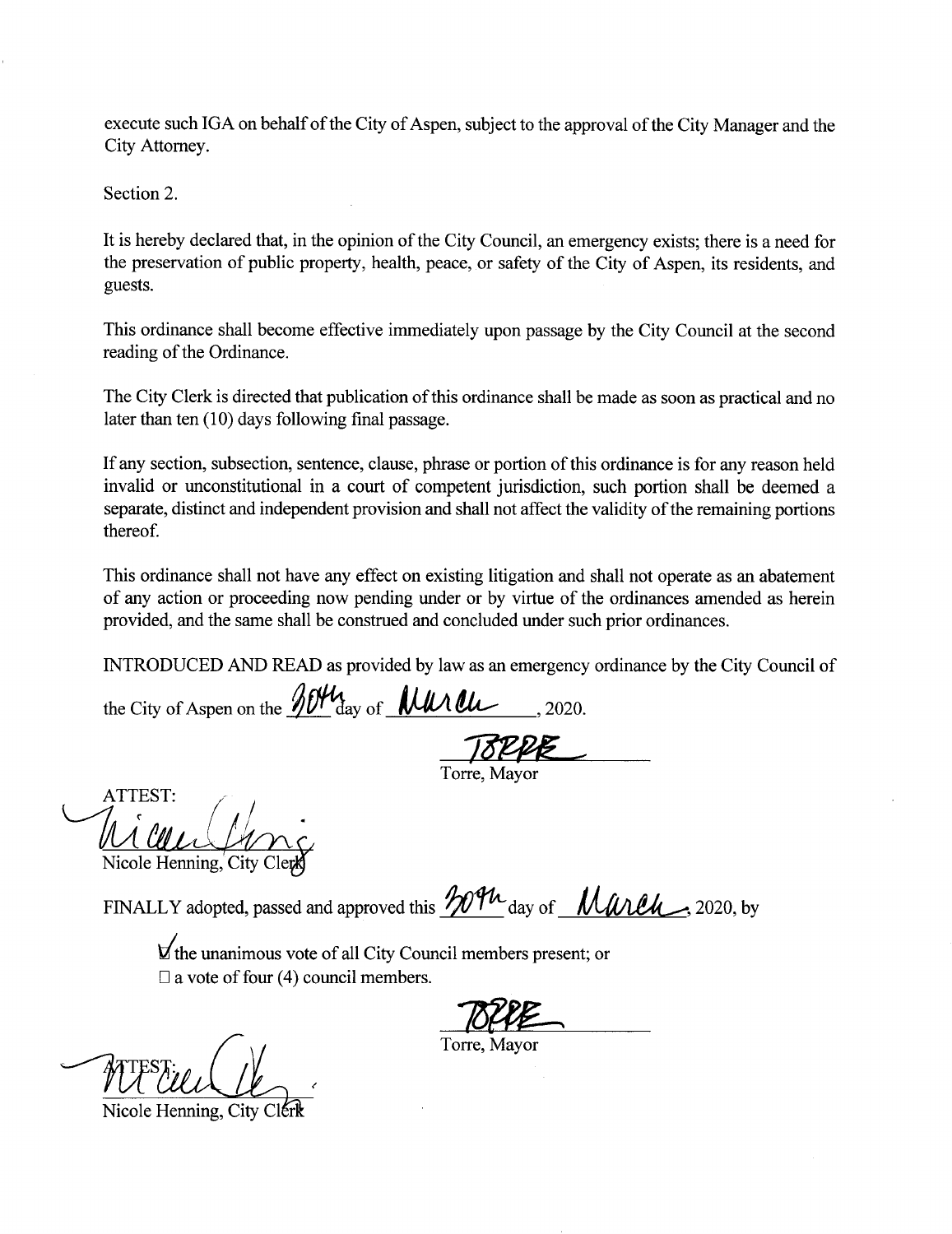execute such IGA on behalf of the City of Aspen, subject to the approval of the City Manager and the City Attorney.

Section 2.

It is hereby declared that, in the opinion of the City Council, an emergency exists; there is a need for the preservation of public property, health, peace, or safety of the City of Aspen, its residents, and guests.

This ordinance shall become effective immediately upon passage by the City Council at the second reading of the Ordinance.

The City Clerk is directed that publication of this ordinance shall be made as soon as practical and no later than ten (10) days following final passage.

If any section, subsection, sentence, clause, phrase or portion of this ordinance is for any reason held invalid or unconstitutional in a court of competent jurisdiction, such portion shall be deemed a separate, distinct and independent provision and shall not affect the validity of the remaining portions thereof.

This ordinance shall not have any effect on existing litigation and shall not operate as an abatement of any action or proceeding now pending under or by virtue of the ordinances amended as herein provided, and the same shall be construed and concluded under such prior ordinances.

INTRODUCED AND READ as provided by law as an emergency ordinance by the City Council of the City of Aspen on the 30th day of March, 2020.

TORRE

Torre, Mayor

ATTEST:

Nicole Henning

Nicole Henning, City Clerk

FINALLY adopted, passed and approved this 30th day of March, 2020, by

☑ the unanimous vote of all City Council members present; or

☐ a vote of four (4) council members.

TORRE

Torre, Mayor

ATTEST:

Nicole Henning

Nicole Henning, City Clerk